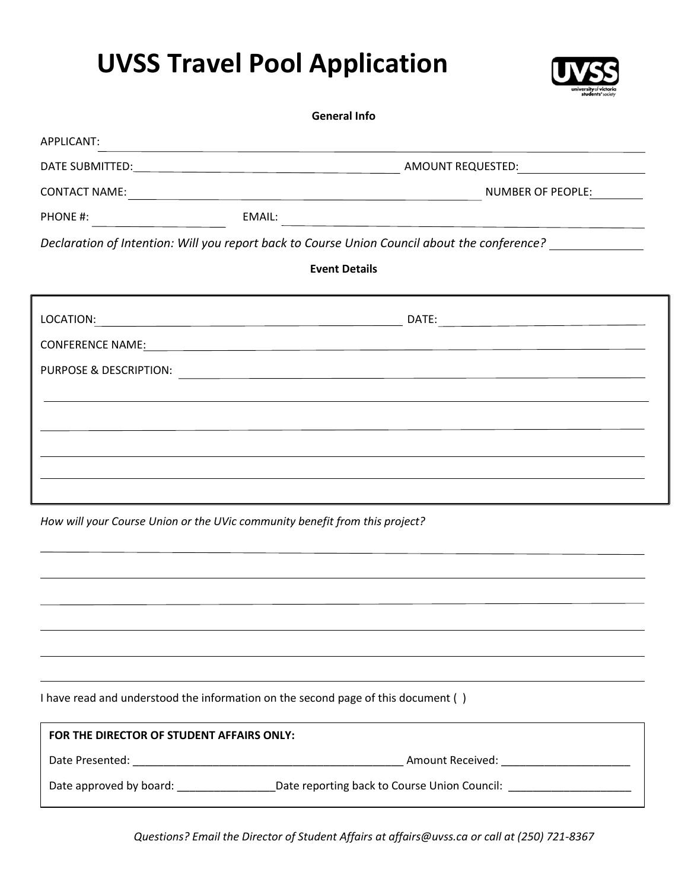# UVSS Travel Pool Application

**General Info**

APPLICANT: ______________________________________________

DATE SUBMITTED: ______________________ AMOUNT REQUESTED: ______________

CONTACT NAME: ______________________________ NUMBER OF PEOPLE: ______

PHONE #: ______________ EMAIL: ______________________________

*Declaration of Intention: Will you report back to Course Union Council about the conference?* __________

**Event Details**

LOCATION: ______________________________ DATE: ______________________

CONFERENCE NAME: ______________________________________________

PURPOSE & DESCRIPTION: ______________________________________________

______________________________________________

______________________________________________

______________________________________________

______________________________________________

*How will your Course Union or the UVic community benefit from this project?*

______________________________________________

______________________________________________

______________________________________________

______________________________________________

______________________________________________

______________________________________________

I have read and understood the information on the second page of this document ( )

**FOR THE DIRECTOR OF STUDENT AFFAIRS ONLY:**

Date Presented: ____________________________________________ Amount Received: _____________________

Date approved by board: ________________Date reporting back to Course Union Council: ____________________

*Questions? Email the Director of Student Affairs at affairs@uvss.ca or call at (250) 721-8367*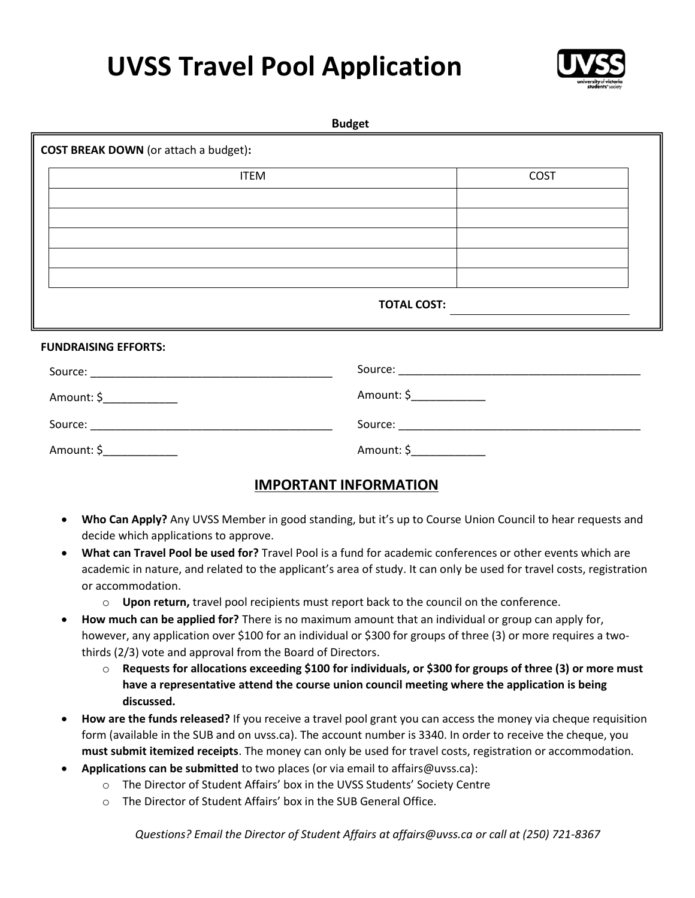# UVSS Travel Pool Application

**Budget**

**COST BREAK DOWN** (or attach a budget)**:**

| ITEM | COST |
| --- | --- |
| | |
| | |
| | |
| | |
| | |

**TOTAL COST:** ____________________

**FUNDRAISING EFFORTS:**

Source: ________________________________________

Amount: $____________

Source: ________________________________________

Amount: $____________

Source: ________________________________________

Amount: $____________

Source: ________________________________________

Amount: $____________

## IMPORTANT INFORMATION

- **Who Can Apply?** Any UVSS Member in good standing, but it's up to Course Union Council to hear requests and decide which applications to approve.
- **What can Travel Pool be used for?** Travel Pool is a fund for academic conferences or other events which are academic in nature, and related to the applicant's area of study. It can only be used for travel costs, registration or accommodation.
  - **Upon return,** travel pool recipients must report back to the council on the conference.
- **How much can be applied for?** There is no maximum amount that an individual or group can apply for, however, any application over $100 for an individual or $300 for groups of three (3) or more requires a two-thirds (2/3) vote and approval from the Board of Directors.
  - **Requests for allocations exceeding $100 for individuals, or $300 for groups of three (3) or more must have a representative attend the course union council meeting where the application is being discussed.**
- **How are the funds released?** If you receive a travel pool grant you can access the money via cheque requisition form (available in the SUB and on uvss.ca). The account number is 3340. In order to receive the cheque, you **must submit itemized receipts**. The money can only be used for travel costs, registration or accommodation.
- **Applications can be submitted** to two places (or via email to affairs@uvss.ca):
  - The Director of Student Affairs' box in the UVSS Students' Society Centre
  - The Director of Student Affairs' box in the SUB General Office.

*Questions? Email the Director of Student Affairs at affairs@uvss.ca or call at (250) 721-8367*